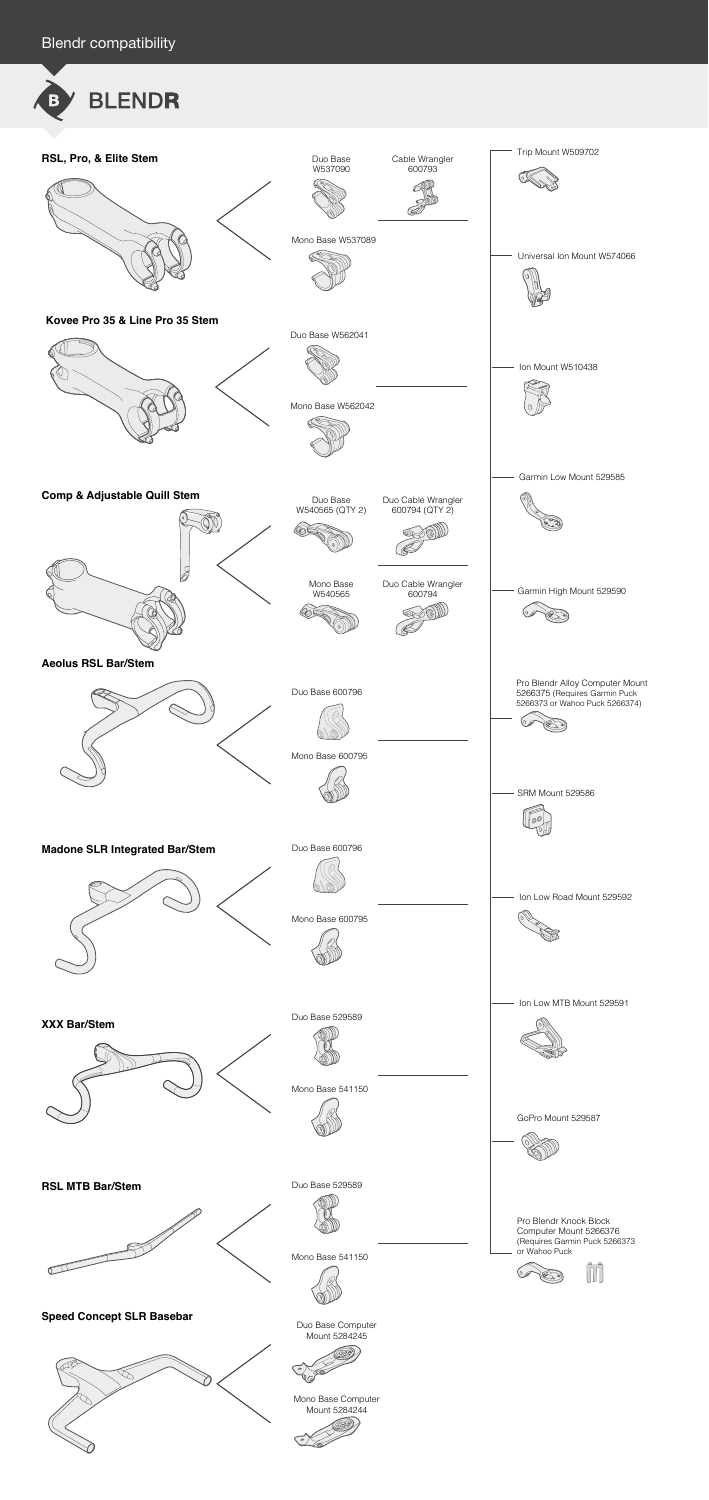# Blendr compatibility

## BLENDR

### RSL, Pro, & Elite Stem

- Duo Base W537090
- Cable Wrangler 600793
- Mono Base W537089

### Kovee Pro 35 & Line Pro 35 Stem

- Duo Base W562041
- Mono Base W562042

### Comp & Adjustable Quill Stem

- Duo Base W540565 (QTY 2)
- Duo Cable Wrangler 600794 (QTY 2)
- Mono Base W540565
- Duo Cable Wrangler 600794

### Aeolus RSL Bar/Stem

- Duo Base 600796
- Mono Base 600795

### Madone SLR Integrated Bar/Stem

- Duo Base 600796
- Mono Base 600795

### XXX Bar/Stem

- Duo Base 529589
- Mono Base 541150

### RSL MTB Bar/Stem

- Duo Base 529589
- Mono Base 541150

### Speed Concept SLR Basebar

- Duo Base Computer Mount 5284245
- Mono Base Computer Mount 5284244

### Mounts

- Trip Mount W509702
- Universal Ion Mount W574066
- Ion Mount W510438
- Garmin Low Mount 529585
- Garmin High Mount 529590
- Pro Blendr Alloy Computer Mount 5266375 (Requires Garmin Puck 5266373 or Wahoo Puck 5266374)
- SRM Mount 529586
- Ion Low Road Mount 529592
- Ion Low MTB Mount 529591
- GoPro Mount 529587
- Pro Blendr Knock Block Computer Mount 5266376 (Requires Garmin Puck 5266373 or Wahoo Puck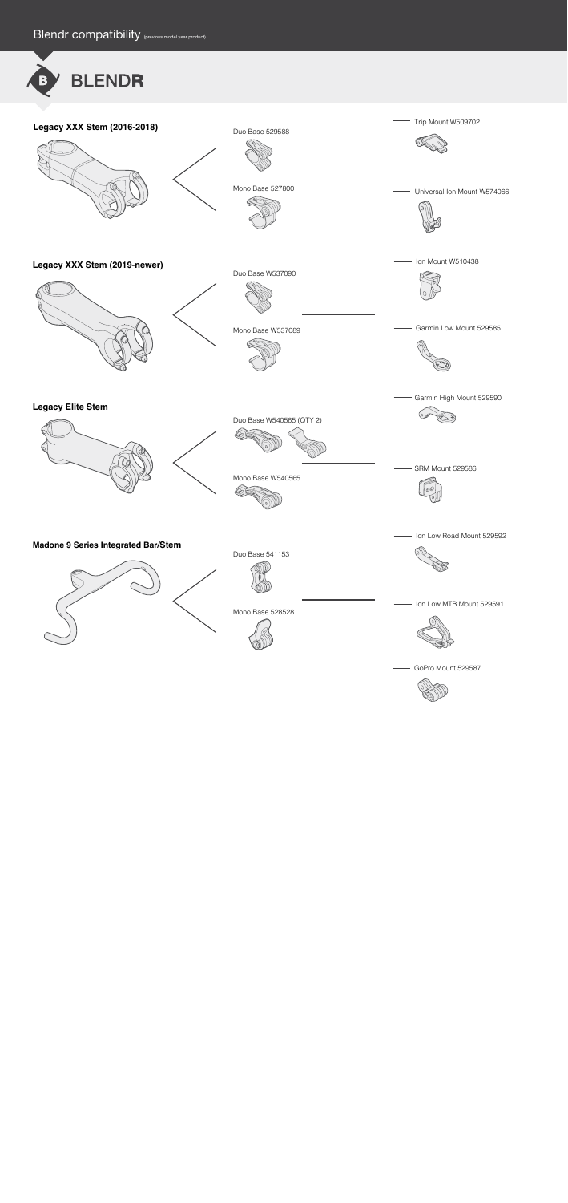Blendr compatibility (previous model year product)

# BLENDR

**Legacy XXX Stem (2016-2018)**

- Duo Base 529588
- Mono Base 527800

**Legacy XXX Stem (2019-newer)**

- Duo Base W537090
- Mono Base W537089

**Legacy Elite Stem**

- Duo Base W540565 (QTY 2)
- Mono Base W540565

**Madone 9 Series Integrated Bar/Stem**

- Duo Base 541153
- Mono Base 528528

Compatible mounts:

- Trip Mount W509702
- Universal Ion Mount W574066
- Ion Mount W510438
- Garmin Low Mount 529585
- Garmin High Mount 529590
- SRM Mount 529586
- Ion Low Road Mount 529592
- Ion Low MTB Mount 529591
- GoPro Mount 529587